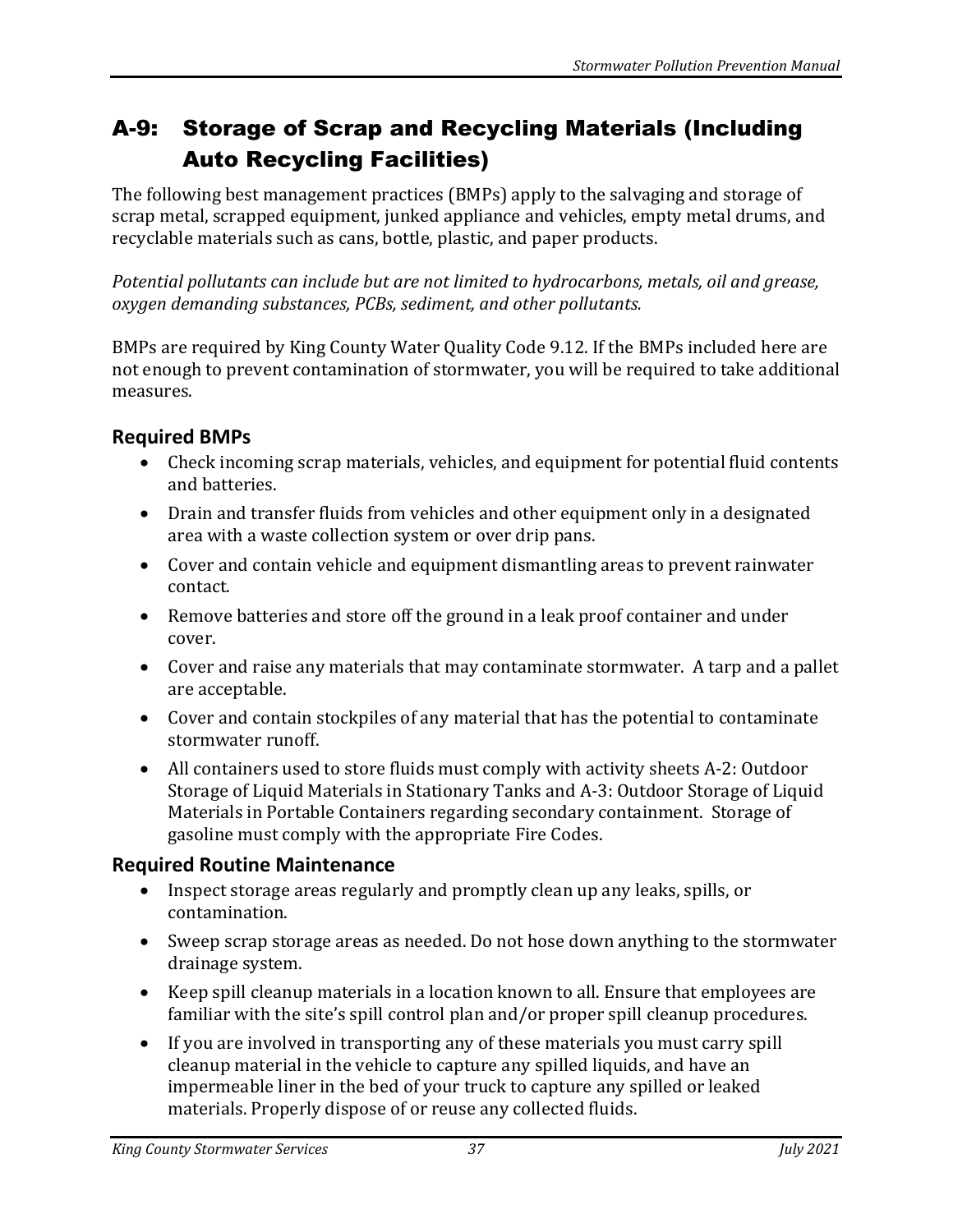# A-9: Storage of Scrap and Recycling Materials (Including Auto Recycling Facilities)

The following best management practices (BMPs) apply to the salvaging and storage of scrap metal, scrapped equipment, junked appliance and vehicles, empty metal drums, and recyclable materials such as cans, bottle, plastic, and paper products.

*Potential pollutants can include but are not limited to hydrocarbons, metals, oil and grease, oxygen demanding substances, PCBs, sediment, and other pollutants.*

BMPs are required by King County Water Quality Code 9.12. If the BMPs included here are not enough to prevent contamination of stormwater, you will be required to take additional measures.

## Required BMPs

- Check incoming scrap materials, vehicles, and equipment for potential fluid contents and batteries.
- Drain and transfer fluids from vehicles and other equipment only in a designated area with a waste collection system or over drip pans.
- Cover and contain vehicle and equipment dismantling areas to prevent rainwater contact.
- Remove batteries and store off the ground in a leak proof container and under cover.
- Cover and raise any materials that may contaminate stormwater. A tarp and a pallet are acceptable.
- Cover and contain stockpiles of any material that has the potential to contaminate stormwater runoff.
- All containers used to store fluids must comply with activity sheets A-2: Outdoor Storage of Liquid Materials in Stationary Tanks and A-3: Outdoor Storage of Liquid Materials in Portable Containers regarding secondary containment. Storage of gasoline must comply with the appropriate Fire Codes.

## Required Routine Maintenance

- Inspect storage areas regularly and promptly clean up any leaks, spills, or contamination.
- Sweep scrap storage areas as needed. Do not hose down anything to the stormwater drainage system.
- Keep spill cleanup materials in a location known to all. Ensure that employees are familiar with the site's spill control plan and/or proper spill cleanup procedures.
- If you are involved in transporting any of these materials you must carry spill cleanup material in the vehicle to capture any spilled liquids, and have an impermeable liner in the bed of your truck to capture any spilled or leaked materials. Properly dispose of or reuse any collected fluids.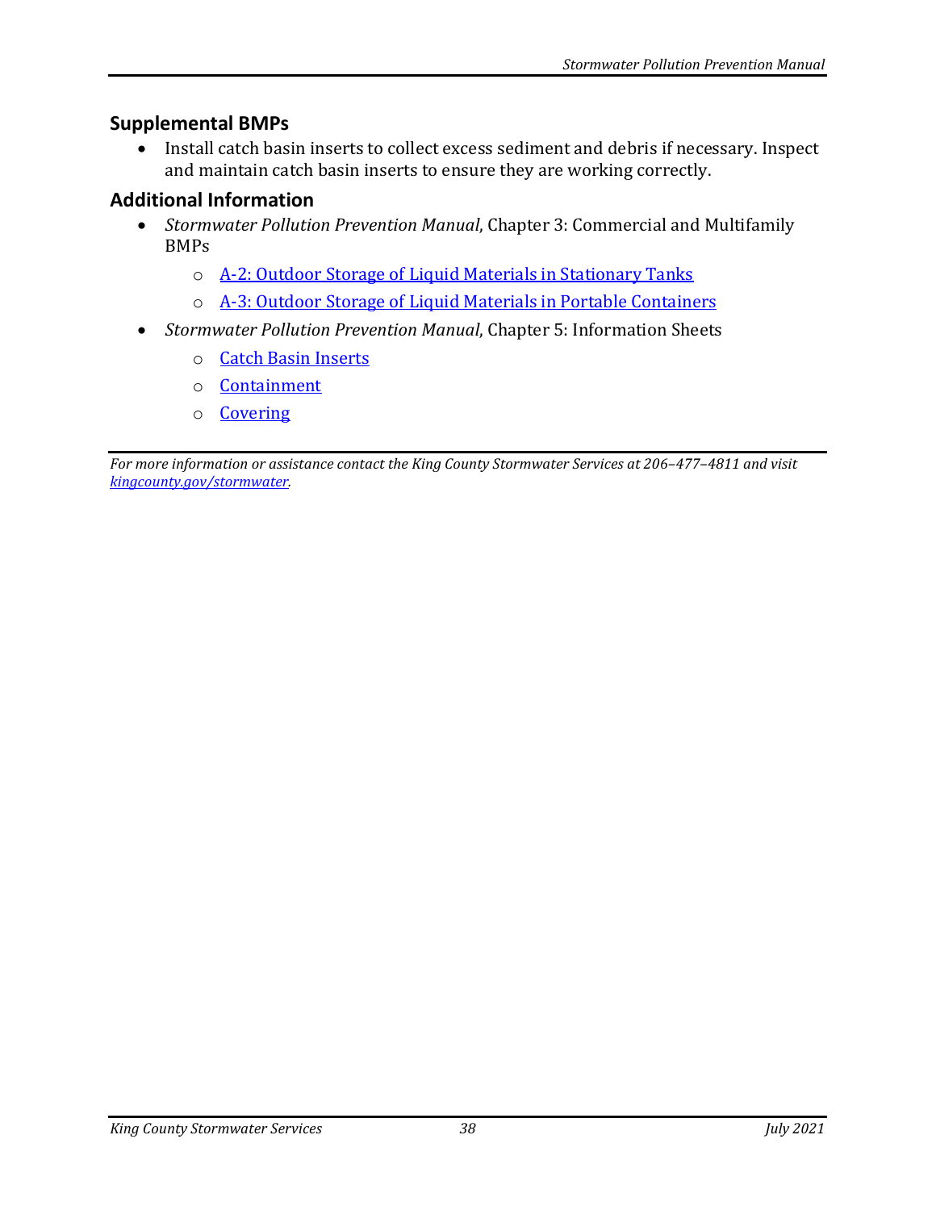## Supplemental BMPs

- Install catch basin inserts to collect excess sediment and debris if necessary. Inspect and maintain catch basin inserts to ensure they are working correctly.

## Additional Information

- *Stormwater Pollution Prevention Manual*, Chapter 3: Commercial and Multifamily BMPs
  - A-2: Outdoor Storage of Liquid Materials in Stationary Tanks
  - A-3: Outdoor Storage of Liquid Materials in Portable Containers
- *Stormwater Pollution Prevention Manual*, Chapter 5: Information Sheets
  - Catch Basin Inserts
  - Containment
  - Covering

*For more information or assistance contact the King County Stormwater Services at 206–477–4811 and visit kingcounty.gov/stormwater.*